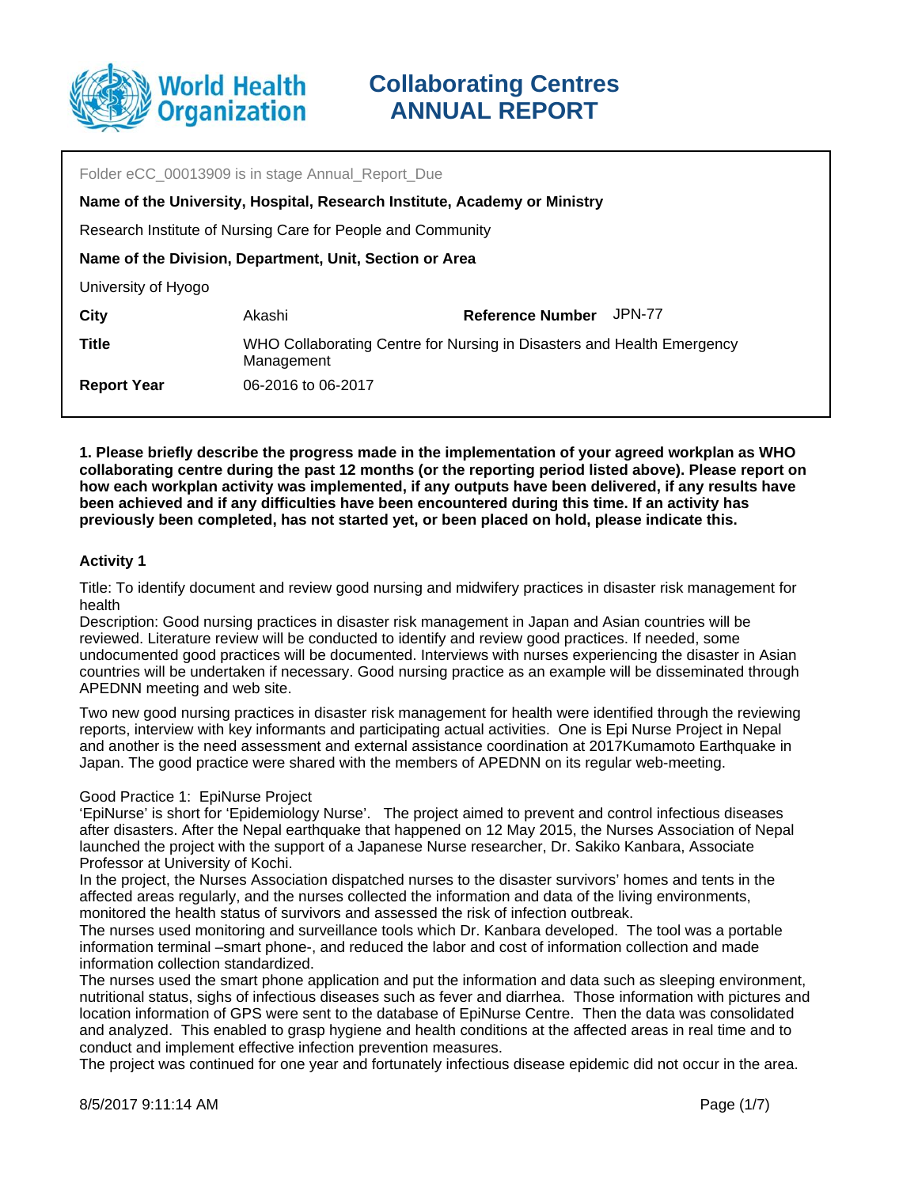# Collaborating Centres ANNUAL REPORT

Folder eCC_00013909 is in stage Annual_Report_Due

**Name of the University, Hospital, Research Institute, Academy or Ministry**

Research Institute of Nursing Care for People and Community

**Name of the Division, Department, Unit, Section or Area**

University of Hyogo

| | | | |
|---|---|---|---|
| **City** | Akashi | **Reference Number** | JPN-77 |
| **Title** | WHO Collaborating Centre for Nursing in Disasters and Health Emergency Management | | |
| **Report Year** | 06-2016 to 06-2017 | | |

**1. Please briefly describe the progress made in the implementation of your agreed workplan as WHO collaborating centre during the past 12 months (or the reporting period listed above). Please report on how each workplan activity was implemented, if any outputs have been delivered, if any results have been achieved and if any difficulties have been encountered during this time. If an activity has previously been completed, has not started yet, or been placed on hold, please indicate this.**

### Activity 1

Title: To identify document and review good nursing and midwifery practices in disaster risk management for health

Description: Good nursing practices in disaster risk management in Japan and Asian countries will be reviewed. Literature review will be conducted to identify and review good practices. If needed, some undocumented good practices will be documented. Interviews with nurses experiencing the disaster in Asian countries will be undertaken if necessary. Good nursing practice as an example will be disseminated through APEDNN meeting and web site.

Two new good nursing practices in disaster risk management for health were identified through the reviewing reports, interview with key informants and participating actual activities. One is Epi Nurse Project in Nepal and another is the need assessment and external assistance coordination at 2017Kumamoto Earthquake in Japan. The good practice were shared with the members of APEDNN on its regular web-meeting.

Good Practice 1: EpiNurse Project

'EpiNurse' is short for 'Epidemiology Nurse'. The project aimed to prevent and control infectious diseases after disasters. After the Nepal earthquake that happened on 12 May 2015, the Nurses Association of Nepal launched the project with the support of a Japanese Nurse researcher, Dr. Sakiko Kanbara, Associate Professor at University of Kochi.

In the project, the Nurses Association dispatched nurses to the disaster survivors' homes and tents in the affected areas regularly, and the nurses collected the information and data of the living environments, monitored the health status of survivors and assessed the risk of infection outbreak.

The nurses used monitoring and surveillance tools which Dr. Kanbara developed. The tool was a portable information terminal –smart phone-, and reduced the labor and cost of information collection and made information collection standardized.

The nurses used the smart phone application and put the information and data such as sleeping environment, nutritional status, sighs of infectious diseases such as fever and diarrhea. Those information with pictures and location information of GPS were sent to the database of EpiNurse Centre. Then the data was consolidated and analyzed. This enabled to grasp hygiene and health conditions at the affected areas in real time and to conduct and implement effective infection prevention measures.

The project was continued for one year and fortunately infectious disease epidemic did not occur in the area.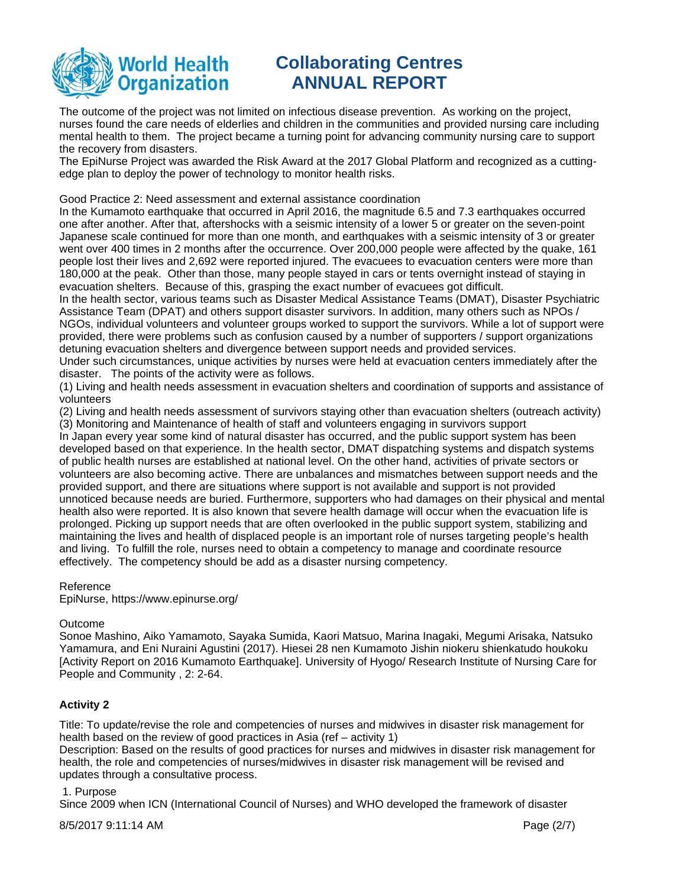The outcome of the project was not limited on infectious disease prevention. As working on the project, nurses found the care needs of elderlies and children in the communities and provided nursing care including mental health to them. The project became a turning point for advancing community nursing care to support the recovery from disasters.
The EpiNurse Project was awarded the Risk Award at the 2017 Global Platform and recognized as a cutting-edge plan to deploy the power of technology to monitor health risks.

Good Practice 2: Need assessment and external assistance coordination
In the Kumamoto earthquake that occurred in April 2016, the magnitude 6.5 and 7.3 earthquakes occurred one after another. After that, aftershocks with a seismic intensity of a lower 5 or greater on the seven-point Japanese scale continued for more than one month, and earthquakes with a seismic intensity of 3 or greater went over 400 times in 2 months after the occurrence. Over 200,000 people were affected by the quake, 161 people lost their lives and 2,692 were reported injured. The evacuees to evacuation centers were more than 180,000 at the peak. Other than those, many people stayed in cars or tents overnight instead of staying in evacuation shelters. Because of this, grasping the exact number of evacuees got difficult.
In the health sector, various teams such as Disaster Medical Assistance Teams (DMAT), Disaster Psychiatric Assistance Team (DPAT) and others support disaster survivors. In addition, many others such as NPOs / NGOs, individual volunteers and volunteer groups worked to support the survivors. While a lot of support were provided, there were problems such as confusion caused by a number of supporters / support organizations detuning evacuation shelters and divergence between support needs and provided services.
Under such circumstances, unique activities by nurses were held at evacuation centers immediately after the disaster. The points of the activity were as follows.
(1) Living and health needs assessment in evacuation shelters and coordination of supports and assistance of volunteers
(2) Living and health needs assessment of survivors staying other than evacuation shelters (outreach activity)
(3) Monitoring and Maintenance of health of staff and volunteers engaging in survivors support
In Japan every year some kind of natural disaster has occurred, and the public support system has been developed based on that experience. In the health sector, DMAT dispatching systems and dispatch systems of public health nurses are established at national level. On the other hand, activities of private sectors or volunteers are also becoming active. There are unbalances and mismatches between support needs and the provided support, and there are situations where support is not available and support is not provided unnoticed because needs are buried. Furthermore, supporters who had damages on their physical and mental health also were reported. It is also known that severe health damage will occur when the evacuation life is prolonged. Picking up support needs that are often overlooked in the public support system, stabilizing and maintaining the lives and health of displaced people is an important role of nurses targeting people's health and living. To fulfill the role, nurses need to obtain a competency to manage and coordinate resource effectively. The competency should be add as a disaster nursing competency.

Reference
EpiNurse, https://www.epinurse.org/

Outcome
Sonoe Mashino, Aiko Yamamoto, Sayaka Sumida, Kaori Matsuo, Marina Inagaki, Megumi Arisaka, Natsuko Yamamura, and Eni Nuraini Agustini (2017). Hiesei 28 nen Kumamoto Jishin niokeru shienkatudo houkoku [Activity Report on 2016 Kumamoto Earthquake]. University of Hyogo/ Research Institute of Nursing Care for People and Community , 2: 2-64.

**Activity 2**

Title: To update/revise the role and competencies of nurses and midwives in disaster risk management for health based on the review of good practices in Asia (ref – activity 1)
Description: Based on the results of good practices for nurses and midwives in disaster risk management for health, the role and competencies of nurses/midwives in disaster risk management will be revised and updates through a consultative process.

1. Purpose
Since 2009 when ICN (International Council of Nurses) and WHO developed the framework of disaster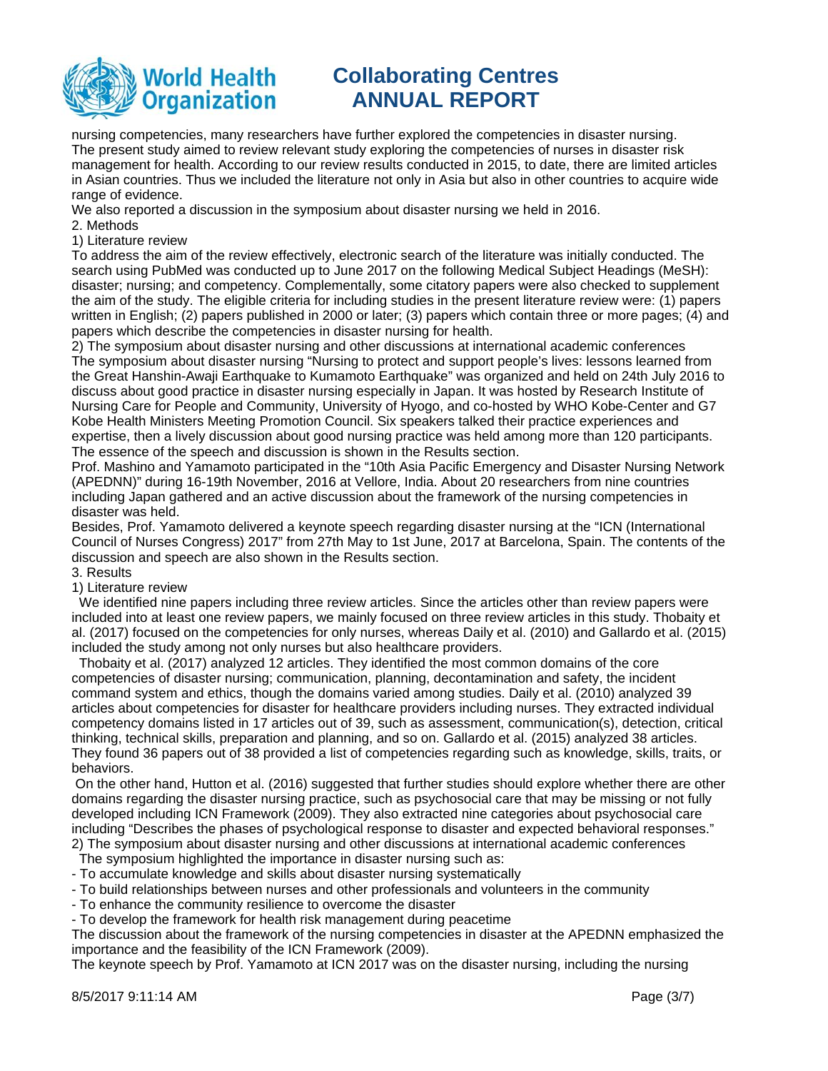nursing competencies, many researchers have further explored the competencies in disaster nursing. The present study aimed to review relevant study exploring the competencies of nurses in disaster risk management for health. According to our review results conducted in 2015, to date, there are limited articles in Asian countries. Thus we included the literature not only in Asia but also in other countries to acquire wide range of evidence.

We also reported a discussion in the symposium about disaster nursing we held in 2016.

2. Methods

1) Literature review

To address the aim of the review effectively, electronic search of the literature was initially conducted. The search using PubMed was conducted up to June 2017 on the following Medical Subject Headings (MeSH): disaster; nursing; and competency. Complementally, some citatory papers were also checked to supplement the aim of the study. The eligible criteria for including studies in the present literature review were: (1) papers written in English; (2) papers published in 2000 or later; (3) papers which contain three or more pages; (4) and papers which describe the competencies in disaster nursing for health.

2) The symposium about disaster nursing and other discussions at international academic conferences

The symposium about disaster nursing "Nursing to protect and support people's lives: lessons learned from the Great Hanshin-Awaji Earthquake to Kumamoto Earthquake" was organized and held on 24th July 2016 to discuss about good practice in disaster nursing especially in Japan. It was hosted by Research Institute of Nursing Care for People and Community, University of Hyogo, and co-hosted by WHO Kobe-Center and G7 Kobe Health Ministers Meeting Promotion Council. Six speakers talked their practice experiences and expertise, then a lively discussion about good nursing practice was held among more than 120 participants. The essence of the speech and discussion is shown in the Results section.

Prof. Mashino and Yamamoto participated in the "10th Asia Pacific Emergency and Disaster Nursing Network (APEDNN)" during 16-19th November, 2016 at Vellore, India. About 20 researchers from nine countries including Japan gathered and an active discussion about the framework of the nursing competencies in disaster was held.

Besides, Prof. Yamamoto delivered a keynote speech regarding disaster nursing at the "ICN (International Council of Nurses Congress) 2017" from 27th May to 1st June, 2017 at Barcelona, Spain. The contents of the discussion and speech are also shown in the Results section.

3. Results

1) Literature review

We identified nine papers including three review articles. Since the articles other than review papers were included into at least one review papers, we mainly focused on three review articles in this study. Thobaity et al. (2017) focused on the competencies for only nurses, whereas Daily et al. (2010) and Gallardo et al. (2015) included the study among not only nurses but also healthcare providers.

Thobaity et al. (2017) analyzed 12 articles. They identified the most common domains of the core competencies of disaster nursing; communication, planning, decontamination and safety, the incident command system and ethics, though the domains varied among studies. Daily et al. (2010) analyzed 39 articles about competencies for disaster for healthcare providers including nurses. They extracted individual competency domains listed in 17 articles out of 39, such as assessment, communication(s), detection, critical thinking, technical skills, preparation and planning, and so on. Gallardo et al. (2015) analyzed 38 articles. They found 36 papers out of 38 provided a list of competencies regarding such as knowledge, skills, traits, or behaviors.

On the other hand, Hutton et al. (2016) suggested that further studies should explore whether there are other domains regarding the disaster nursing practice, such as psychosocial care that may be missing or not fully developed including ICN Framework (2009). They also extracted nine categories about psychosocial care including "Describes the phases of psychological response to disaster and expected behavioral responses."

2) The symposium about disaster nursing and other discussions at international academic conferences

The symposium highlighted the importance in disaster nursing such as:

- To accumulate knowledge and skills about disaster nursing systematically
- To build relationships between nurses and other professionals and volunteers in the community
- To enhance the community resilience to overcome the disaster
- To develop the framework for health risk management during peacetime

The discussion about the framework of the nursing competencies in disaster at the APEDNN emphasized the importance and the feasibility of the ICN Framework (2009).

The keynote speech by Prof. Yamamoto at ICN 2017 was on the disaster nursing, including the nursing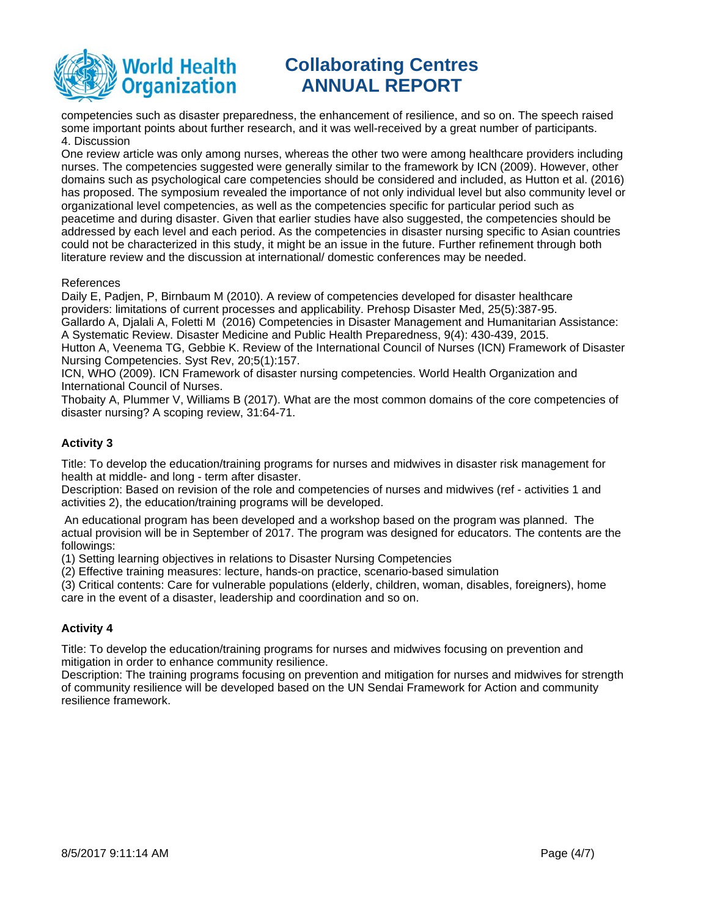competencies such as disaster preparedness, the enhancement of resilience, and so on. The speech raised some important points about further research, and it was well-received by a great number of participants.
4. Discussion
One review article was only among nurses, whereas the other two were among healthcare providers including nurses. The competencies suggested were generally similar to the framework by ICN (2009). However, other domains such as psychological care competencies should be considered and included, as Hutton et al. (2016) has proposed. The symposium revealed the importance of not only individual level but also community level or organizational level competencies, as well as the competencies specific for particular period such as peacetime and during disaster. Given that earlier studies have also suggested, the competencies should be addressed by each level and each period. As the competencies in disaster nursing specific to Asian countries could not be characterized in this study, it might be an issue in the future. Further refinement through both literature review and the discussion at international/ domestic conferences may be needed.

References
Daily E, Padjen, P, Birnbaum M (2010). A review of competencies developed for disaster healthcare providers: limitations of current processes and applicability. Prehosp Disaster Med, 25(5):387-95.
Gallardo A, Djalali A, Foletti M (2016) Competencies in Disaster Management and Humanitarian Assistance: A Systematic Review. Disaster Medicine and Public Health Preparedness, 9(4): 430-439, 2015.
Hutton A, Veenema TG, Gebbie K. Review of the International Council of Nurses (ICN) Framework of Disaster Nursing Competencies. Syst Rev, 20;5(1):157.
ICN, WHO (2009). ICN Framework of disaster nursing competencies. World Health Organization and International Council of Nurses.
Thobaity A, Plummer V, Williams B (2017). What are the most common domains of the core competencies of disaster nursing? A scoping review, 31:64-71.

**Activity 3**

Title: To develop the education/training programs for nurses and midwives in disaster risk management for health at middle- and long - term after disaster.
Description: Based on revision of the role and competencies of nurses and midwives (ref - activities 1 and activities 2), the education/training programs will be developed.

An educational program has been developed and a workshop based on the program was planned. The actual provision will be in September of 2017. The program was designed for educators. The contents are the followings:
(1) Setting learning objectives in relations to Disaster Nursing Competencies
(2) Effective training measures: lecture, hands-on practice, scenario-based simulation
(3) Critical contents: Care for vulnerable populations (elderly, children, woman, disables, foreigners), home care in the event of a disaster, leadership and coordination and so on.

**Activity 4**

Title: To develop the education/training programs for nurses and midwives focusing on prevention and mitigation in order to enhance community resilience.
Description: The training programs focusing on prevention and mitigation for nurses and midwives for strength of community resilience will be developed based on the UN Sendai Framework for Action and community resilience framework.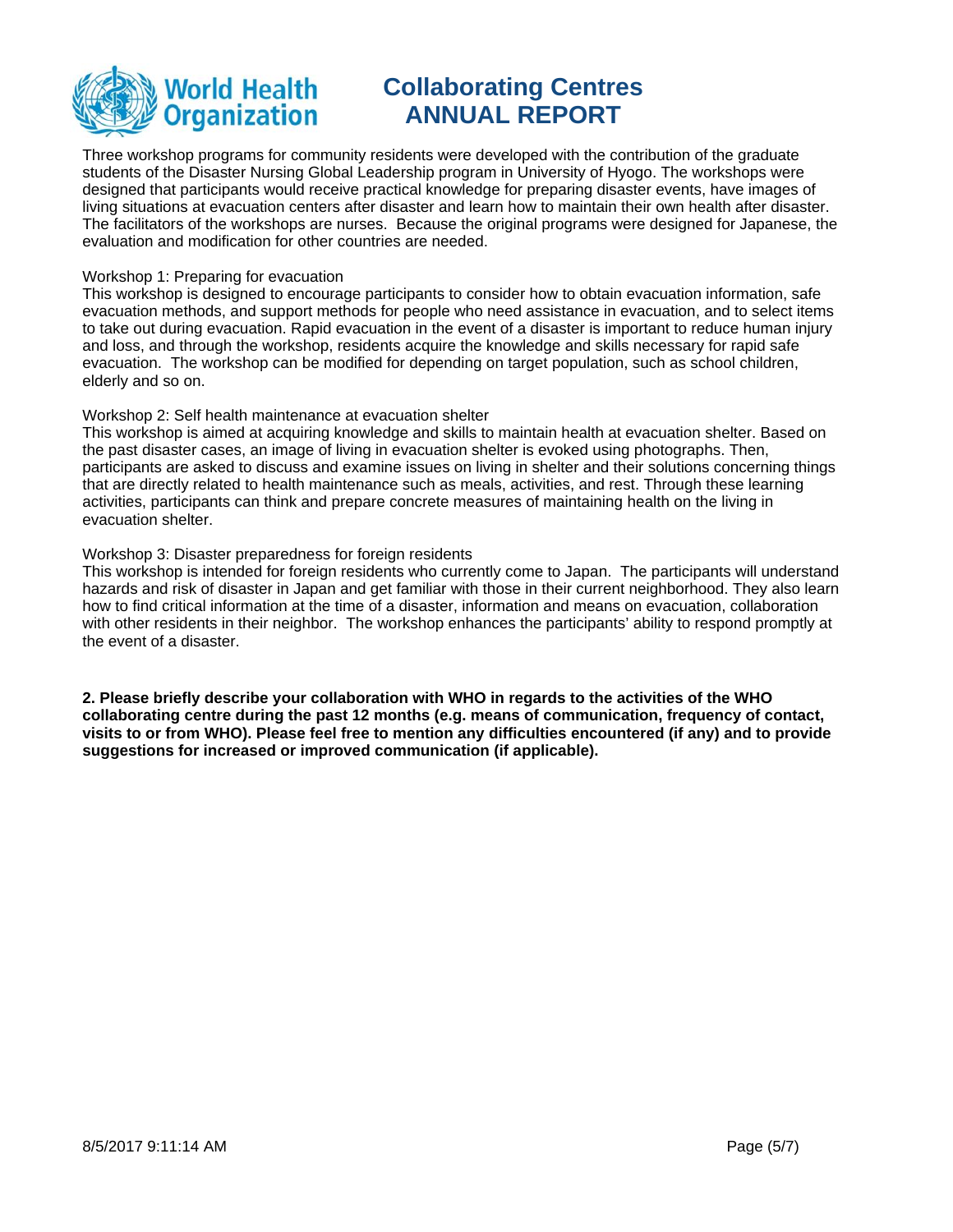Three workshop programs for community residents were developed with the contribution of the graduate students of the Disaster Nursing Global Leadership program in University of Hyogo. The workshops were designed that participants would receive practical knowledge for preparing disaster events, have images of living situations at evacuation centers after disaster and learn how to maintain their own health after disaster. The facilitators of the workshops are nurses. Because the original programs were designed for Japanese, the evaluation and modification for other countries are needed.

Workshop 1: Preparing for evacuation
This workshop is designed to encourage participants to consider how to obtain evacuation information, safe evacuation methods, and support methods for people who need assistance in evacuation, and to select items to take out during evacuation. Rapid evacuation in the event of a disaster is important to reduce human injury and loss, and through the workshop, residents acquire the knowledge and skills necessary for rapid safe evacuation. The workshop can be modified for depending on target population, such as school children, elderly and so on.

Workshop 2: Self health maintenance at evacuation shelter
This workshop is aimed at acquiring knowledge and skills to maintain health at evacuation shelter. Based on the past disaster cases, an image of living in evacuation shelter is evoked using photographs. Then, participants are asked to discuss and examine issues on living in shelter and their solutions concerning things that are directly related to health maintenance such as meals, activities, and rest. Through these learning activities, participants can think and prepare concrete measures of maintaining health on the living in evacuation shelter.

Workshop 3: Disaster preparedness for foreign residents
This workshop is intended for foreign residents who currently come to Japan. The participants will understand hazards and risk of disaster in Japan and get familiar with those in their current neighborhood. They also learn how to find critical information at the time of a disaster, information and means on evacuation, collaboration with other residents in their neighbor. The workshop enhances the participants' ability to respond promptly at the event of a disaster.

**2. Please briefly describe your collaboration with WHO in regards to the activities of the WHO collaborating centre during the past 12 months (e.g. means of communication, frequency of contact, visits to or from WHO). Please feel free to mention any difficulties encountered (if any) and to provide suggestions for increased or improved communication (if applicable).**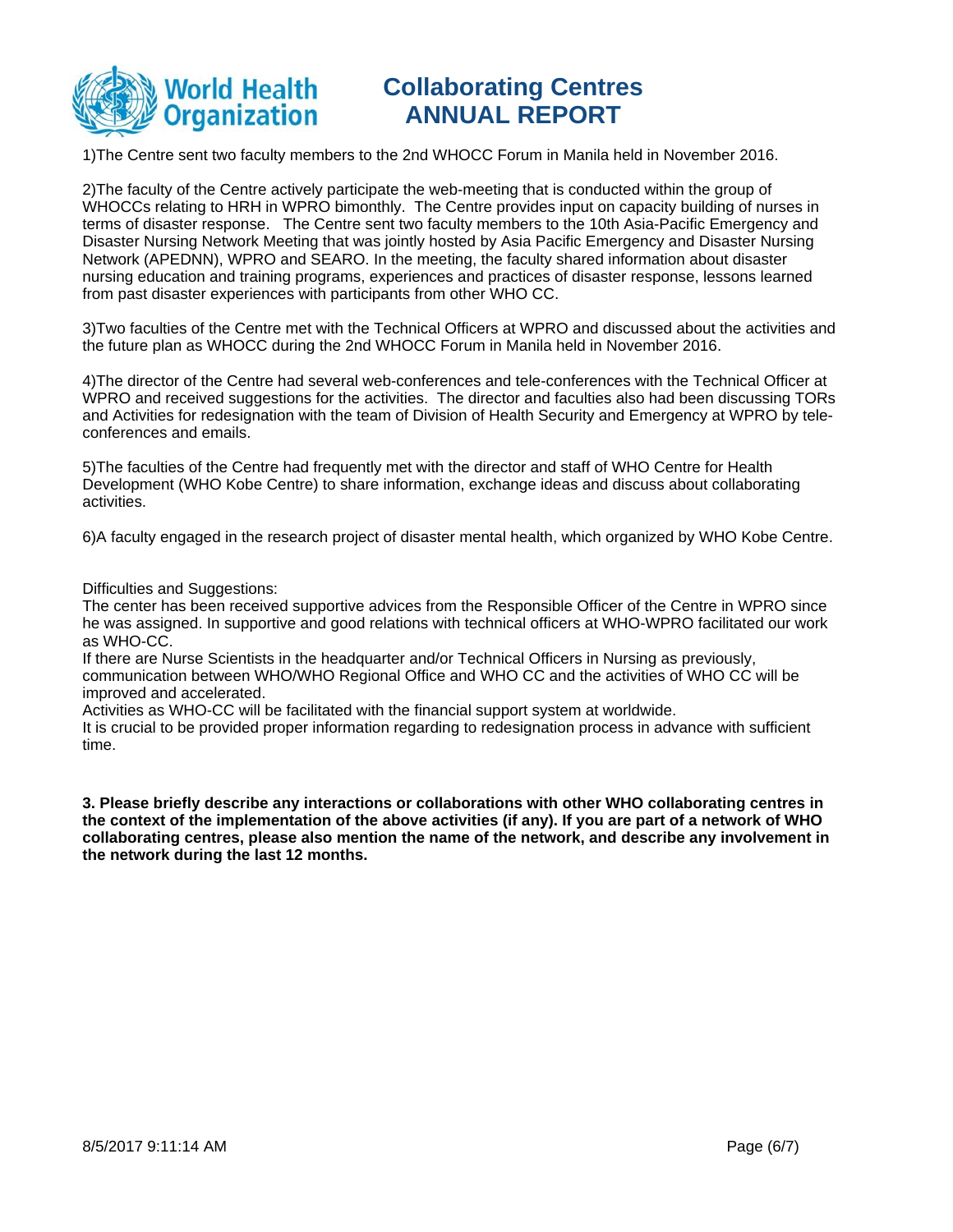1)The Centre sent two faculty members to the 2nd WHOCC Forum in Manila held in November 2016.

2)The faculty of the Centre actively participate the web-meeting that is conducted within the group of WHOCCs relating to HRH in WPRO bimonthly. The Centre provides input on capacity building of nurses in terms of disaster response. The Centre sent two faculty members to the 10th Asia-Pacific Emergency and Disaster Nursing Network Meeting that was jointly hosted by Asia Pacific Emergency and Disaster Nursing Network (APEDNN), WPRO and SEARO. In the meeting, the faculty shared information about disaster nursing education and training programs, experiences and practices of disaster response, lessons learned from past disaster experiences with participants from other WHO CC.

3)Two faculties of the Centre met with the Technical Officers at WPRO and discussed about the activities and the future plan as WHOCC during the 2nd WHOCC Forum in Manila held in November 2016.

4)The director of the Centre had several web-conferences and tele-conferences with the Technical Officer at WPRO and received suggestions for the activities. The director and faculties also had been discussing TORs and Activities for redesignation with the team of Division of Health Security and Emergency at WPRO by tele-conferences and emails.

5)The faculties of the Centre had frequently met with the director and staff of WHO Centre for Health Development (WHO Kobe Centre) to share information, exchange ideas and discuss about collaborating activities.

6)A faculty engaged in the research project of disaster mental health, which organized by WHO Kobe Centre.

Difficulties and Suggestions:
The center has been received supportive advices from the Responsible Officer of the Centre in WPRO since he was assigned. In supportive and good relations with technical officers at WHO-WPRO facilitated our work as WHO-CC.
If there are Nurse Scientists in the headquarter and/or Technical Officers in Nursing as previously, communication between WHO/WHO Regional Office and WHO CC and the activities of WHO CC will be improved and accelerated.
Activities as WHO-CC will be facilitated with the financial support system at worldwide.
It is crucial to be provided proper information regarding to redesignation process in advance with sufficient time.

**3. Please briefly describe any interactions or collaborations with other WHO collaborating centres in the context of the implementation of the above activities (if any). If you are part of a network of WHO collaborating centres, please also mention the name of the network, and describe any involvement in the network during the last 12 months.**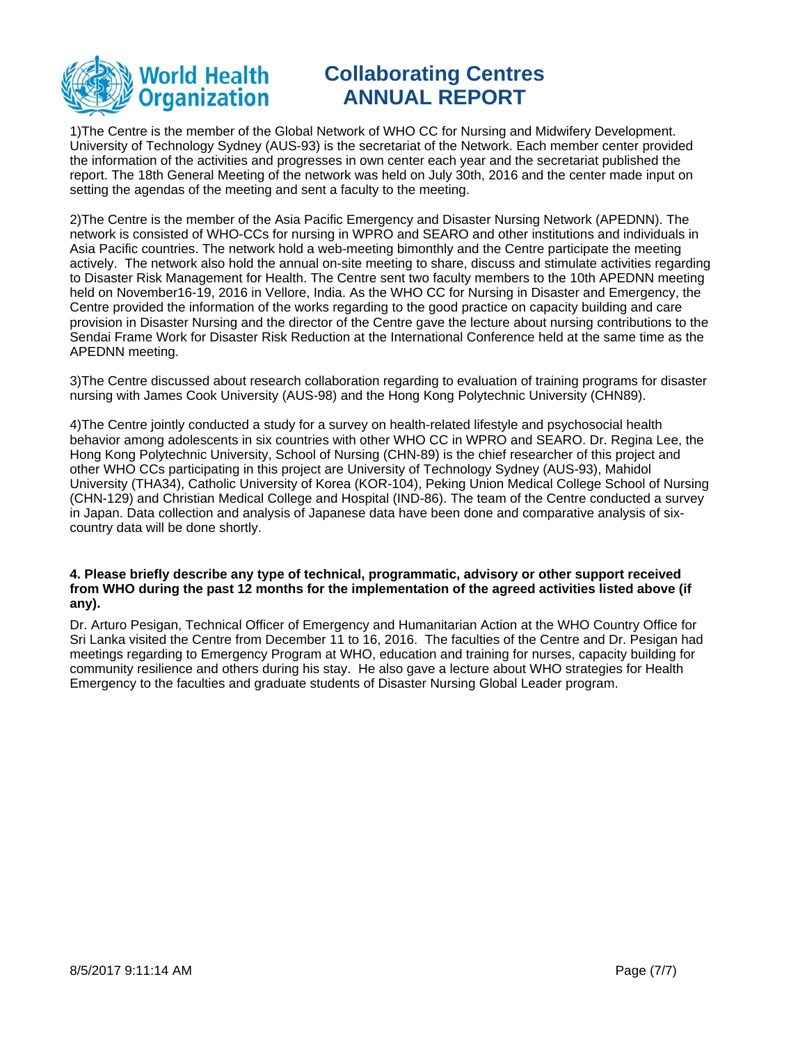1)The Centre is the member of the Global Network of WHO CC for Nursing and Midwifery Development. University of Technology Sydney (AUS-93) is the secretariat of the Network. Each member center provided the information of the activities and progresses in own center each year and the secretariat published the report. The 18th General Meeting of the network was held on July 30th, 2016 and the center made input on setting the agendas of the meeting and sent a faculty to the meeting.

2)The Centre is the member of the Asia Pacific Emergency and Disaster Nursing Network (APEDNN). The network is consisted of WHO-CCs for nursing in WPRO and SEARO and other institutions and individuals in Asia Pacific countries. The network hold a web-meeting bimonthly and the Centre participate the meeting actively. The network also hold the annual on-site meeting to share, discuss and stimulate activities regarding to Disaster Risk Management for Health. The Centre sent two faculty members to the 10th APEDNN meeting held on November16-19, 2016 in Vellore, India. As the WHO CC for Nursing in Disaster and Emergency, the Centre provided the information of the works regarding to the good practice on capacity building and care provision in Disaster Nursing and the director of the Centre gave the lecture about nursing contributions to the Sendai Frame Work for Disaster Risk Reduction at the International Conference held at the same time as the APEDNN meeting.

3)The Centre discussed about research collaboration regarding to evaluation of training programs for disaster nursing with James Cook University (AUS-98) and the Hong Kong Polytechnic University (CHN89).

4)The Centre jointly conducted a study for a survey on health-related lifestyle and psychosocial health behavior among adolescents in six countries with other WHO CC in WPRO and SEARO. Dr. Regina Lee, the Hong Kong Polytechnic University, School of Nursing (CHN-89) is the chief researcher of this project and other WHO CCs participating in this project are University of Technology Sydney (AUS-93), Mahidol University (THA34), Catholic University of Korea (KOR-104), Peking Union Medical College School of Nursing (CHN-129) and Christian Medical College and Hospital (IND-86). The team of the Centre conducted a survey in Japan. Data collection and analysis of Japanese data have been done and comparative analysis of six-country data will be done shortly.

**4. Please briefly describe any type of technical, programmatic, advisory or other support received from WHO during the past 12 months for the implementation of the agreed activities listed above (if any).**

Dr. Arturo Pesigan, Technical Officer of Emergency and Humanitarian Action at the WHO Country Office for Sri Lanka visited the Centre from December 11 to 16, 2016. The faculties of the Centre and Dr. Pesigan had meetings regarding to Emergency Program at WHO, education and training for nurses, capacity building for community resilience and others during his stay. He also gave a lecture about WHO strategies for Health Emergency to the faculties and graduate students of Disaster Nursing Global Leader program.